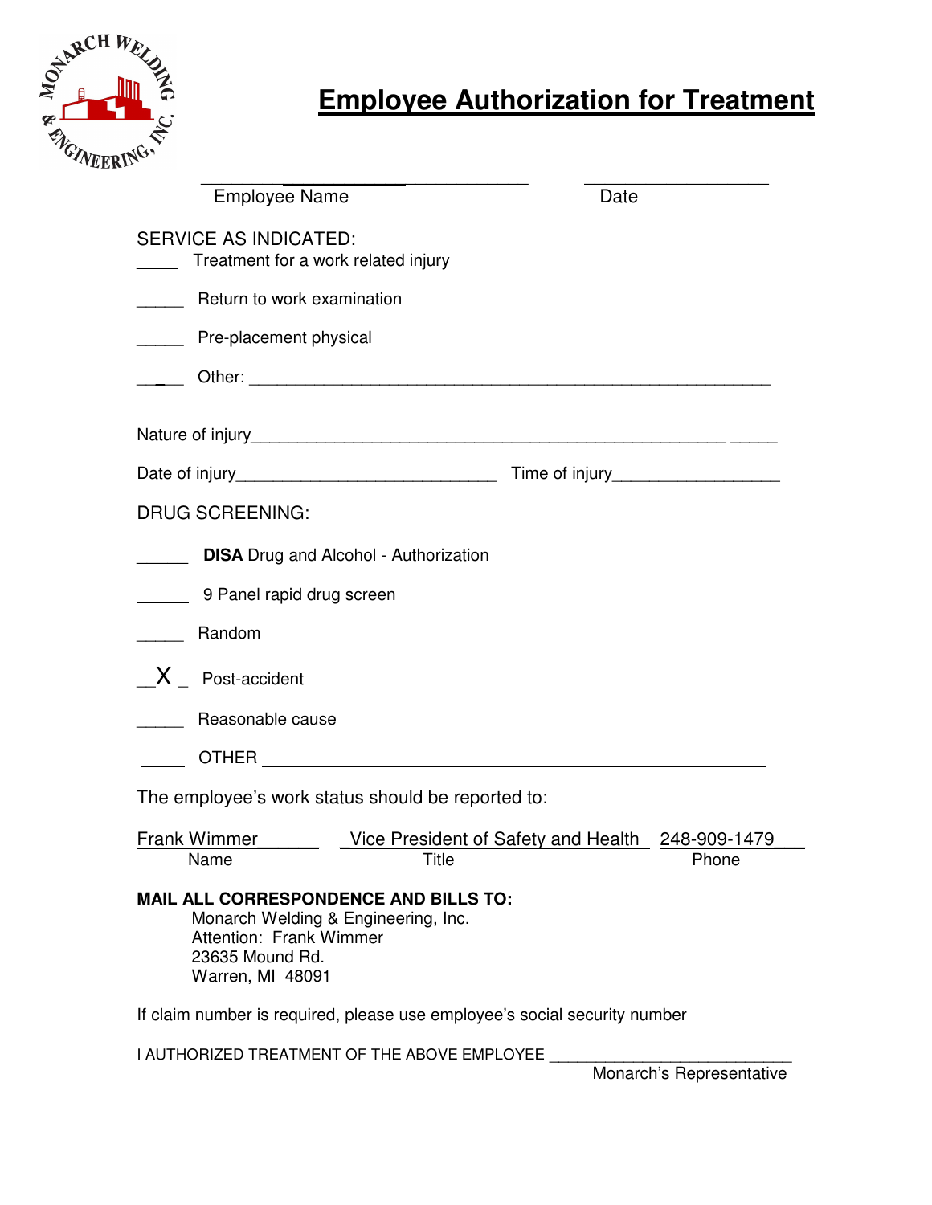# Employee Authorization for Treatment

______________________________ &nbsp;&nbsp;&nbsp;&nbsp; ____________________
Employee Name &nbsp;&nbsp;&nbsp;&nbsp; Date

SERVICE AS INDICATED:

____ Treatment for a work related injury

_____ Return to work examination

_____ Pre-placement physical

_____ Other: ____________________________________________________________

Nature of injury_______________________________________________________________

Date of injury____________________________ Time of injury__________________

DRUG SCREENING:

______ **DISA** Drug and Alcohol - Authorization

______ 9 Panel rapid drug screen

_____ Random

__X_ Post-accident

_____ Reasonable cause

_____ OTHER ________________________________________________________

The employee's work status should be reported to:

| Frank Wimmer | Vice President of Safety and Health | 248-909-1479 |
|---|---|---|
| Name | Title | Phone |

**MAIL ALL CORRESPONDENCE AND BILLS TO:**

Monarch Welding & Engineering, Inc.
Attention: Frank Wimmer
23635 Mound Rd.
Warren, MI 48091

If claim number is required, please use employee's social security number

I AUTHORIZED TREATMENT OF THE ABOVE EMPLOYEE ___________________________
Monarch's Representative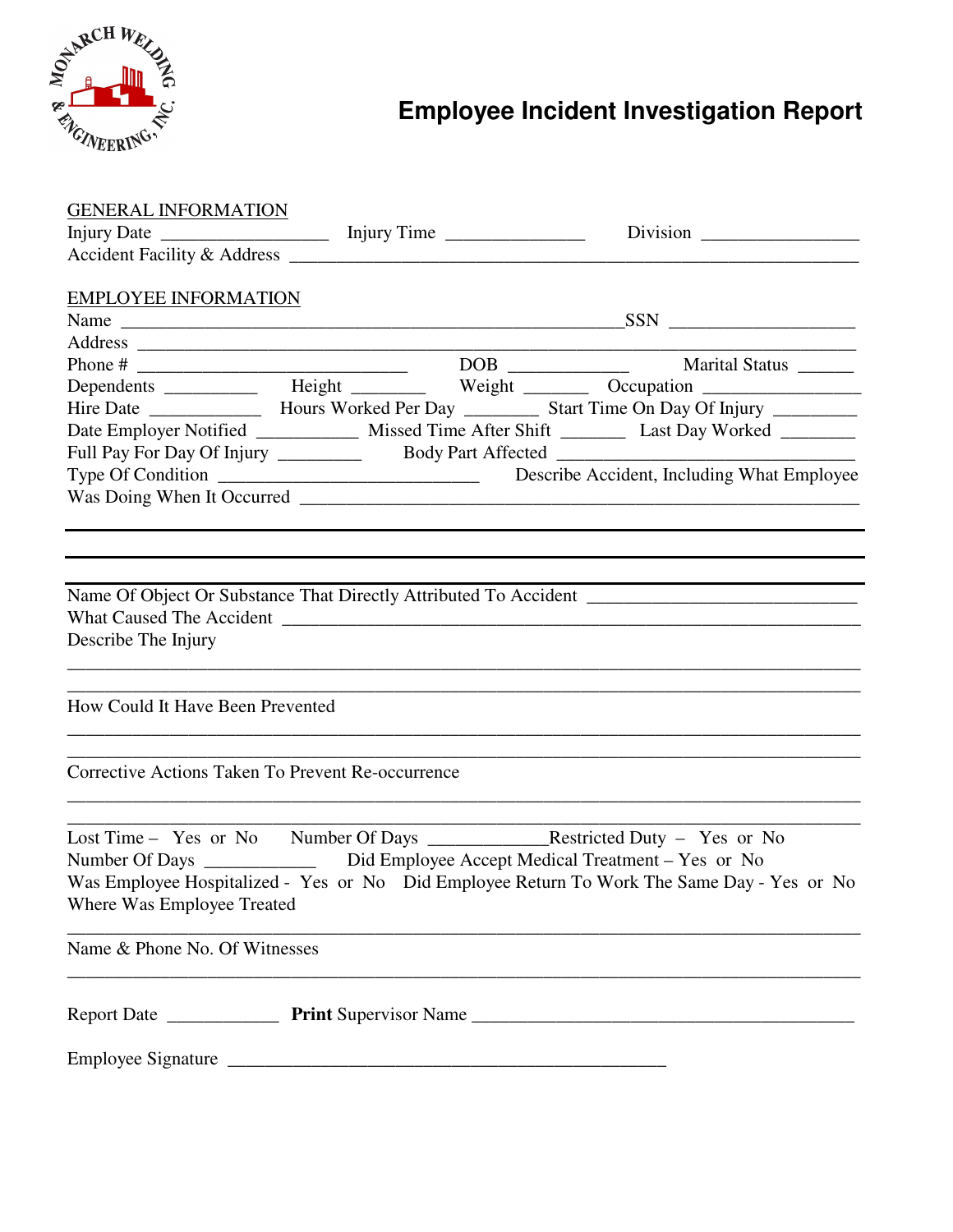# Employee Incident Investigation Report

MONARCH WELDING & ENGINEERING, INC.

GENERAL INFORMATION

Injury Date ________________ Injury Time ______________ Division ________________

Accident Facility & Address ____________________________________________________________

EMPLOYEE INFORMATION

Name ______________________________________________________SSN ____________________

Address ______________________________________________________________________________

Phone # _____________________________ DOB _____________ Marital Status ______

Dependents __________ Height ________ Weight _______ Occupation ________________

Hire Date ____________ Hours Worked Per Day ________ Start Time On Day Of Injury _________

Date Employer Notified ___________ Missed Time After Shift _______ Last Day Worked ________

Full Pay For Day Of Injury _________ Body Part Affected _________________________________

Type Of Condition ____________________________ Describe Accident, Including What Employee Was Doing When It Occurred ______________________________________________________________

_____________________________________________________________________________________

_____________________________________________________________________________________

Name Of Object Or Substance That Directly Attributed To Accident _____________________________

What Caused The Accident ____________________________________________________________

Describe The Injury

_____________________________________________________________________________________

_____________________________________________________________________________________

How Could It Have Been Prevented

_____________________________________________________________________________________

_____________________________________________________________________________________

Corrective Actions Taken To Prevent Re-occurrence

_____________________________________________________________________________________

_____________________________________________________________________________________

Lost Time – Yes or No Number Of Days _____________Restricted Duty – Yes or No

Number Of Days ____________ Did Employee Accept Medical Treatment – Yes or No

Was Employee Hospitalized - Yes or No Did Employee Return To Work The Same Day - Yes or No

Where Was Employee Treated

_____________________________________________________________________________________

Name & Phone No. Of Witnesses

_____________________________________________________________________________________

Report Date ____________ **Print** Supervisor Name __________________________________________

Employee Signature ________________________________________________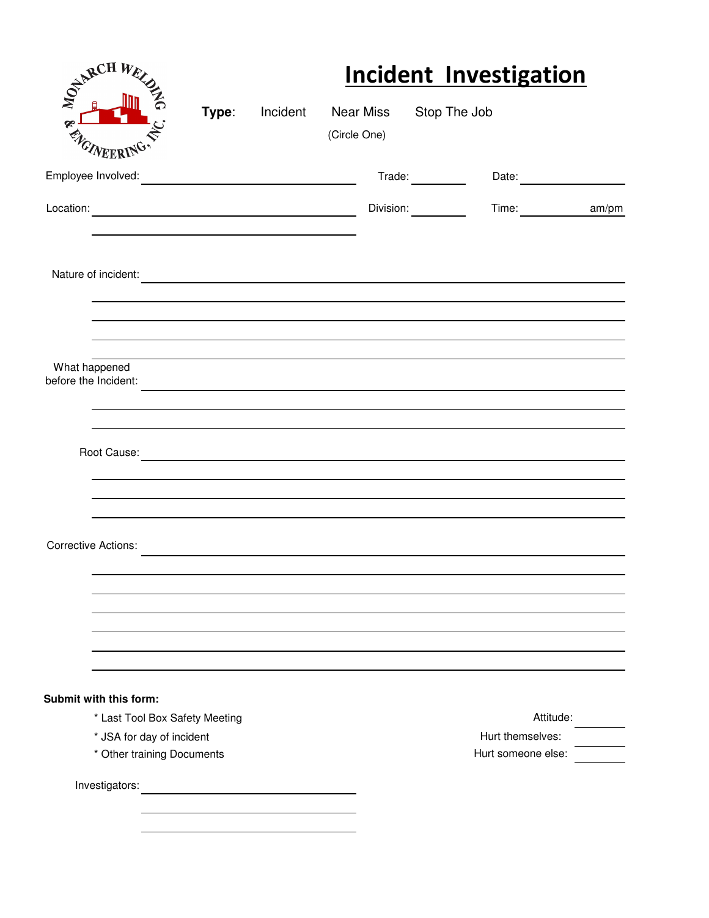# Incident Investigation

MONARCH WELDING & ENGINEERING, INC.

**Type**: Incident  Near Miss  Stop The Job
(Circle One)

Employee Involved: ______________________ Trade: ________ Date: ____________

Location: ______________________ Division: ________ Time: ____________ am/pm

______________________

Nature of incident: ______________________________________________

______________________________________________

______________________________________________

______________________________________________

______________________________________________

What happened before the Incident: ______________________________________________

______________________________________________

______________________________________________

Root Cause: ______________________________________________

______________________________________________

______________________________________________

______________________________________________

Corrective Actions: ______________________________________________

______________________________________________

______________________________________________

______________________________________________

______________________________________________

______________________________________________

______________________________________________

**Submit with this form:**

* Last Tool Box Safety Meeting
* JSA for day of incident
* Other training Documents

Attitude: ________

Hurt themselves: ________

Hurt someone else: ________

Investigators: ______________________

______________________

______________________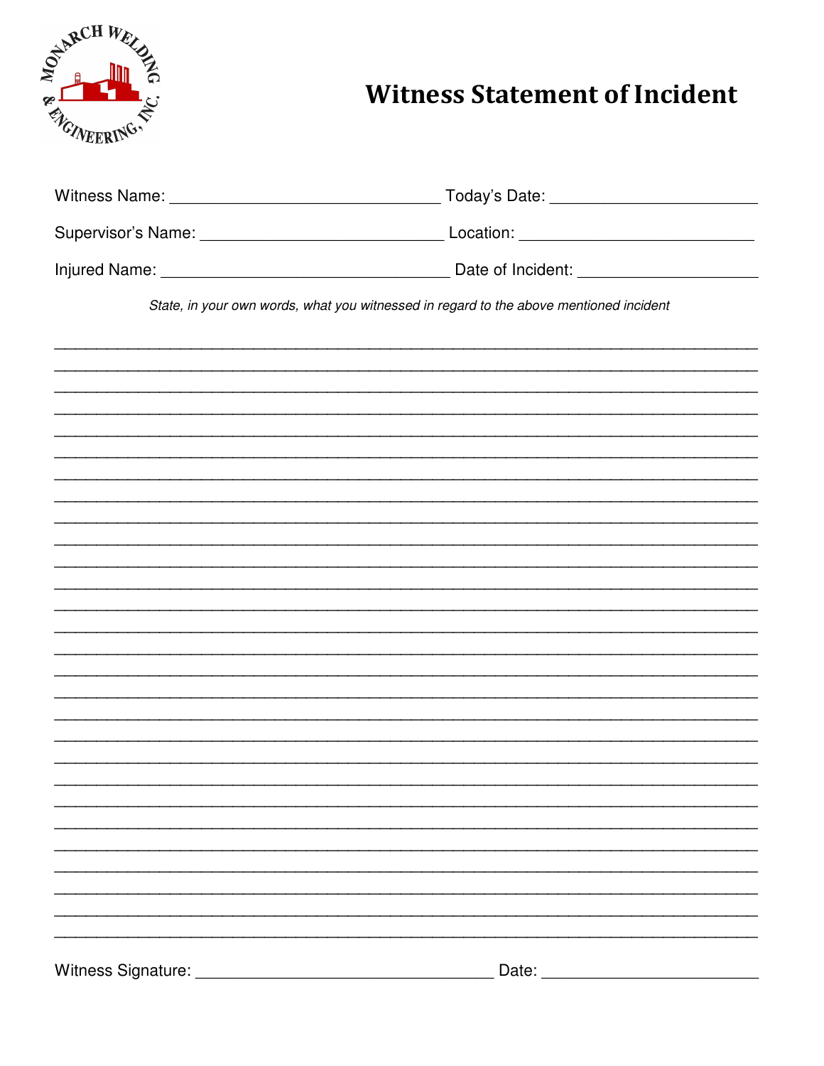# Witness Statement of Incident

Witness Name: ______________________________ Today's Date: ______________________

Supervisor's Name: ___________________________ Location: _________________________

Injured Name: ________________________________ Date of Incident: ___________________

*State, in your own words, what you witnessed in regard to the above mentioned incident*

______________________________________________________________________________

______________________________________________________________________________

______________________________________________________________________________

______________________________________________________________________________

______________________________________________________________________________

______________________________________________________________________________

______________________________________________________________________________

______________________________________________________________________________

______________________________________________________________________________

______________________________________________________________________________

______________________________________________________________________________

______________________________________________________________________________

______________________________________________________________________________

______________________________________________________________________________

______________________________________________________________________________

______________________________________________________________________________

______________________________________________________________________________

______________________________________________________________________________

______________________________________________________________________________

______________________________________________________________________________

______________________________________________________________________________

______________________________________________________________________________

______________________________________________________________________________

______________________________________________________________________________

______________________________________________________________________________

______________________________________________________________________________

______________________________________________________________________________

______________________________________________________________________________

Witness Signature: _________________________________ Date: ________________________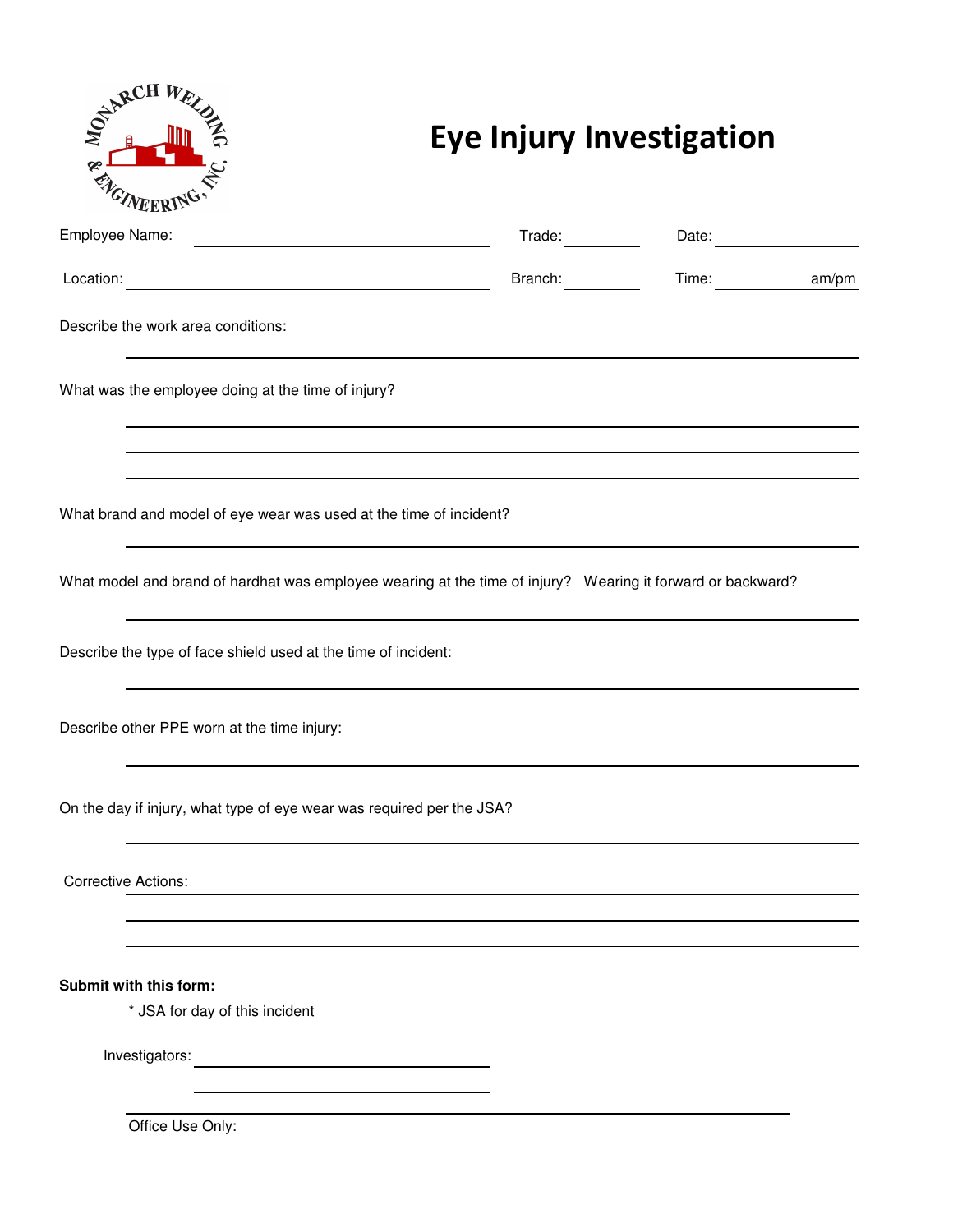MONARCH WELDING & ENGINEERING, INC.

# Eye Injury Investigation

Employee Name: ______________________ Trade: ________ Date: ____________

Location: ______________________ Branch: ________ Time: ____________ am/pm

Describe the work area conditions:

______________________________________________

What was the employee doing at the time of injury?

______________________________________________

______________________________________________

______________________________________________

What brand and model of eye wear was used at the time of incident?

______________________________________________

What model and brand of hardhat was employee wearing at the time of injury? Wearing it forward or backward?

______________________________________________

Describe the type of face shield used at the time of incident:

______________________________________________

Describe other PPE worn at the time injury:

______________________________________________

On the day if injury, what type of eye wear was required per the JSA?

______________________________________________

Corrective Actions: ______________________________________________

______________________________________________

______________________________________________

**Submit with this form:**

* JSA for day of this incident

Investigators: ______________________

______________________

Office Use Only: